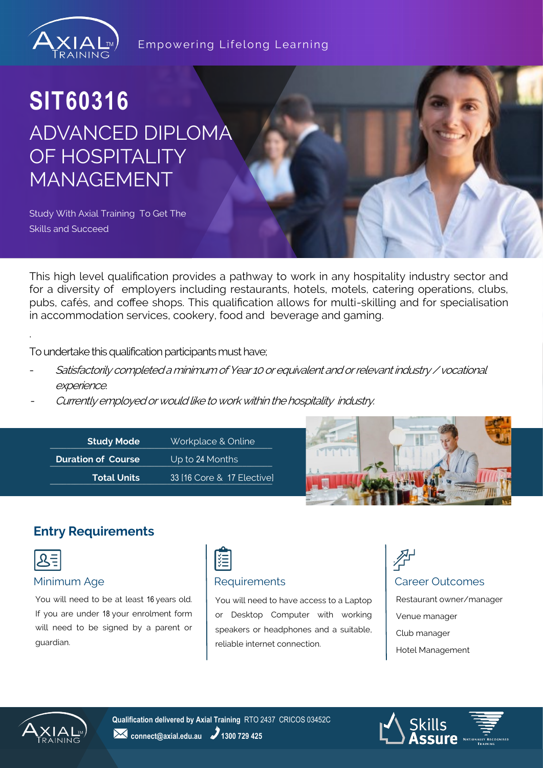Empowering Lifelong Learning

# SIT60316

## ADVANCED DIPLOMA OF HOSPITALITY MANAGEMENT

Study With Axial Training To Get The Skills and Succeed

This high level qualification provides a pathway to work in any hospitality industry sector and for a diversity of employers including restaurants, hotels, motels, catering operations, clubs, pubs, cafés, and coffee shops. This qualification allows for multi-skilling and for specialisation in accommodation services, cookery, food and beverage and gaming.

.

To undertake this qualification participants must have;

- *Satisfactorily completed a minimum of Year 10 or equivalent and or relevant industry / vocational experience.*
- *Currently employed or would like to work within the hospitality industry.*

| | |
|---|---|
| **Study Mode** | Workplace & Online |
| **Duration of Course** | Up to 24 Months |
| **Total Units** | 33 [16 Core & 17 Elective] |

## Entry Requirements

### Minimum Age

You will need to be at least 16 years old. If you are under 18 your enrolment form will need to be signed by a parent or guardian.

### Requirements

You will need to have access to a Laptop or Desktop Computer with working speakers or headphones and a suitable, reliable internet connection.

### Career Outcomes

Restaurant owner/manager

Venue manager

Club manager

Hotel Management

**Qualification delivered by Axial Training** RTO 2437 CRICOS 03452C

**connect@axial.edu.au** **1300 729 425**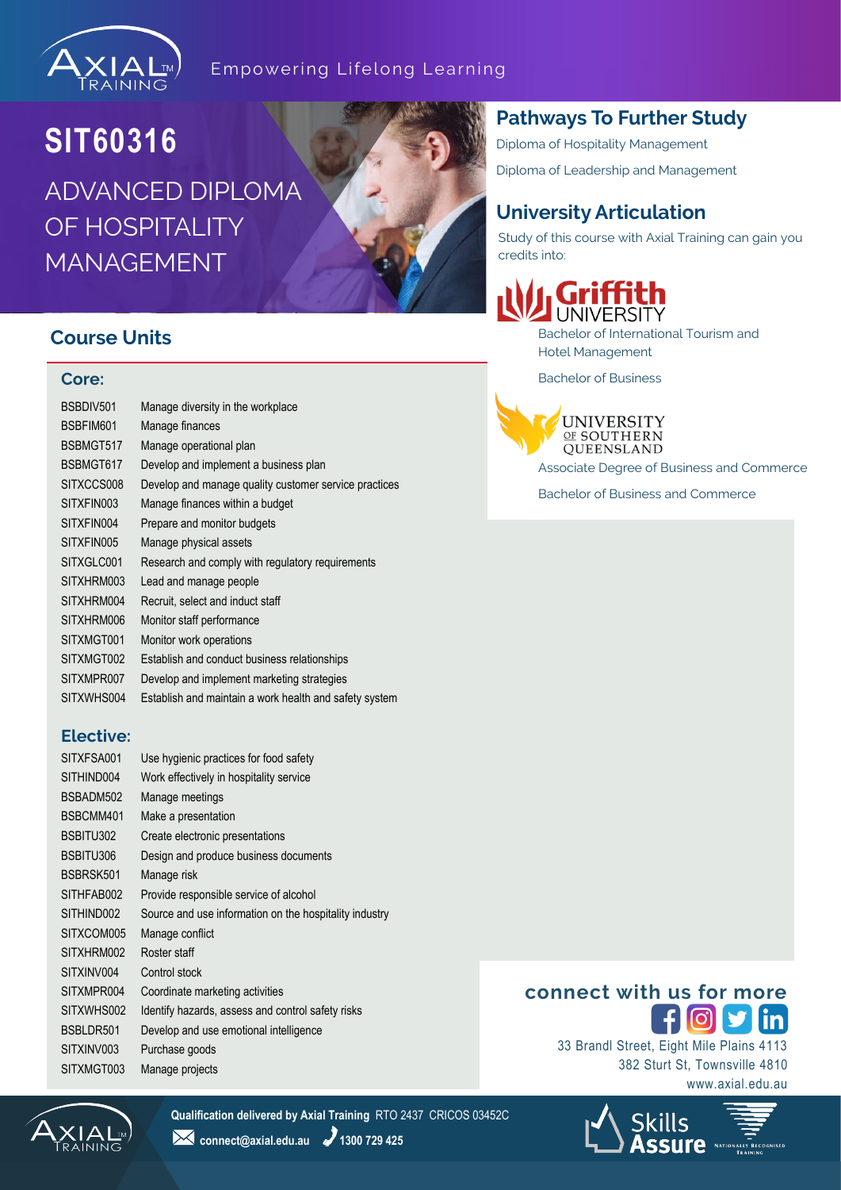AXIAL TRAINING

Empowering Lifelong Learning

# SIT60316

## ADVANCED DIPLOMA OF HOSPITALITY MANAGEMENT

## Course Units

### Core:

| | |
|---|---|
| BSBDIV501 | Manage diversity in the workplace |
| BSBFIM601 | Manage finances |
| BSBMGT517 | Manage operational plan |
| BSBMGT617 | Develop and implement a business plan |
| SITXCCS008 | Develop and manage quality customer service practices |
| SITXFIN003 | Manage finances within a budget |
| SITXFIN004 | Prepare and monitor budgets |
| SITXFIN005 | Manage physical assets |
| SITXGLC001 | Research and comply with regulatory requirements |
| SITXHRM003 | Lead and manage people |
| SITXHRM004 | Recruit, select and induct staff |
| SITXHRM006 | Monitor staff performance |
| SITXMGT001 | Monitor work operations |
| SITXMGT002 | Establish and conduct business relationships |
| SITXMPR007 | Develop and implement marketing strategies |
| SITXWHS004 | Establish and maintain a work health and safety system |

### Elective:

| | |
|---|---|
| SITXFSA001 | Use hygienic practices for food safety |
| SITHIND004 | Work effectively in hospitality service |
| BSBADM502 | Manage meetings |
| BSBCMM401 | Make a presentation |
| BSBITU302 | Create electronic presentations |
| BSBITU306 | Design and produce business documents |
| BSBRSK501 | Manage risk |
| SITHFAB002 | Provide responsible service of alcohol |
| SITHIND002 | Source and use information on the hospitality industry |
| SITXCOM005 | Manage conflict |
| SITXHRM002 | Roster staff |
| SITXINV004 | Control stock |
| SITXMPR004 | Coordinate marketing activities |
| SITXWHS002 | Identify hazards, assess and control safety risks |
| BSBLDR501 | Develop and use emotional intelligence |
| SITXINV003 | Purchase goods |
| SITXMGT003 | Manage projects |

## Pathways To Further Study

Diploma of Hospitality Management

Diploma of Leadership and Management

## University Articulation

Study of this course with Axial Training can gain you credits into:

**Griffith UNIVERSITY**

Bachelor of International Tourism and Hotel Management

Bachelor of Business

**UNIVERSITY OF SOUTHERN QUEENSLAND**

Associate Degree of Business and Commerce

Bachelor of Business and Commerce

## connect with us for more

33 Brandl Street, Eight Mile Plains 4113

382 Sturt St, Townsville 4810

www.axial.edu.au

**Qualification delivered by Axial Training** RTO 2437 CRICOS 03452C

**connect@axial.edu.au** **1300 729 425**

Skills Assure

Nationally Recognised Training